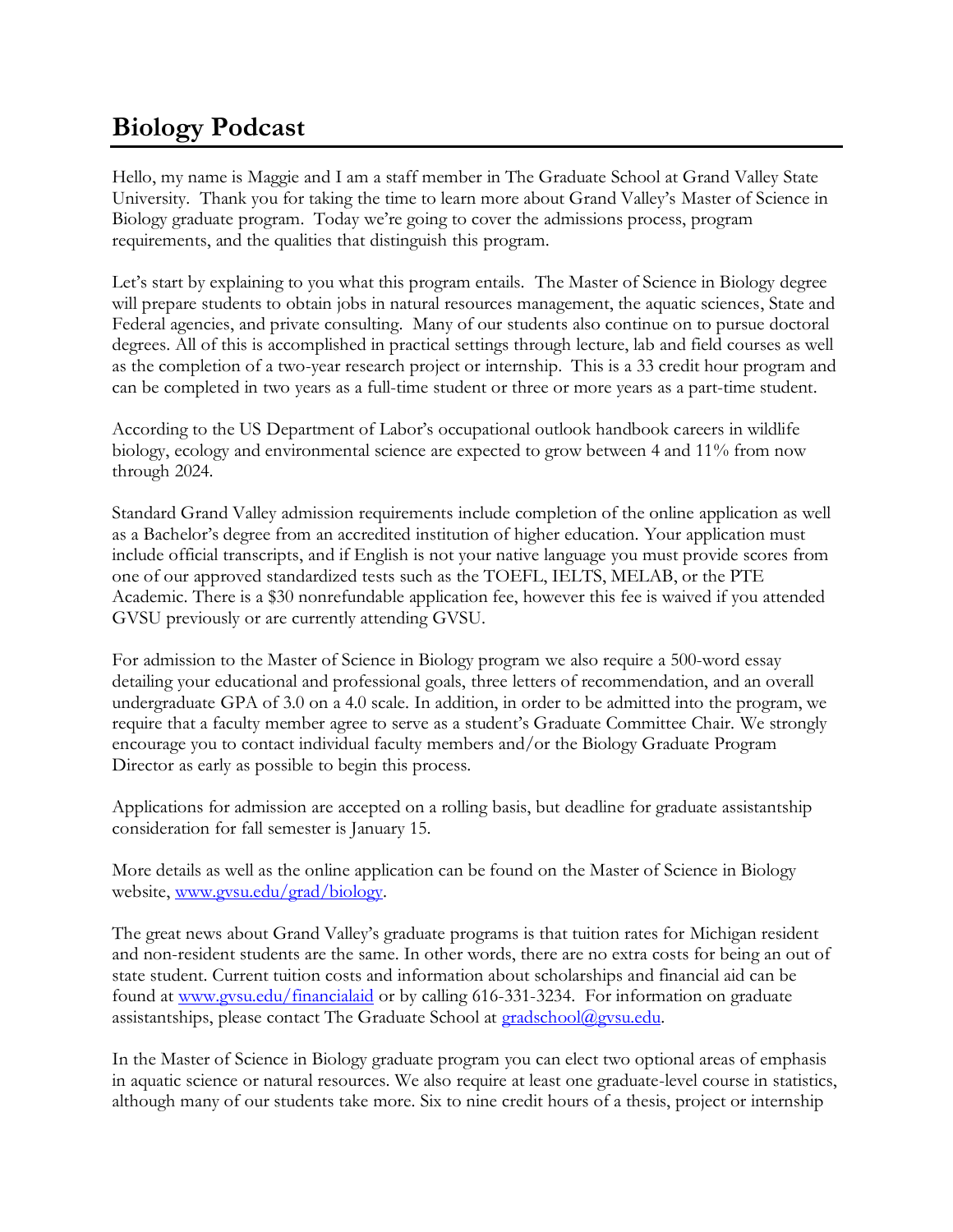# Biology Podcast

Hello, my name is Maggie and I am a staff member in The Graduate School at Grand Valley State University. Thank you for taking the time to learn more about Grand Valley's Master of Science in Biology graduate program. Today we're going to cover the admissions process, program requirements, and the qualities that distinguish this program.

Let's start by explaining to you what this program entails. The Master of Science in Biology degree will prepare students to obtain jobs in natural resources management, the aquatic sciences, State and Federal agencies, and private consulting. Many of our students also continue on to pursue doctoral degrees. All of this is accomplished in practical settings through lecture, lab and field courses as well as the completion of a two-year research project or internship. This is a 33 credit hour program and can be completed in two years as a full-time student or three or more years as a part-time student.

According to the US Department of Labor's occupational outlook handbook careers in wildlife biology, ecology and environmental science are expected to grow between 4 and 11% from now through 2024.

Standard Grand Valley admission requirements include completion of the online application as well as a Bachelor's degree from an accredited institution of higher education. Your application must include official transcripts, and if English is not your native language you must provide scores from one of our approved standardized tests such as the TOEFL, IELTS, MELAB, or the PTE Academic. There is a $30 nonrefundable application fee, however this fee is waived if you attended GVSU previously or are currently attending GVSU.

For admission to the Master of Science in Biology program we also require a 500-word essay detailing your educational and professional goals, three letters of recommendation, and an overall undergraduate GPA of 3.0 on a 4.0 scale. In addition, in order to be admitted into the program, we require that a faculty member agree to serve as a student's Graduate Committee Chair. We strongly encourage you to contact individual faculty members and/or the Biology Graduate Program Director as early as possible to begin this process.

Applications for admission are accepted on a rolling basis, but deadline for graduate assistantship consideration for fall semester is January 15.

More details as well as the online application can be found on the Master of Science in Biology website, [www.gvsu.edu/grad/biology](www.gvsu.edu/grad/biology).

The great news about Grand Valley's graduate programs is that tuition rates for Michigan resident and non-resident students are the same. In other words, there are no extra costs for being an out of state student. Current tuition costs and information about scholarships and financial aid can be found at [www.gvsu.edu/financialaid](www.gvsu.edu/financialaid) or by calling 616-331-3234. For information on graduate assistantships, please contact The Graduate School at [gradschool@gvsu.edu](mailto:gradschool@gvsu.edu).

In the Master of Science in Biology graduate program you can elect two optional areas of emphasis in aquatic science or natural resources. We also require at least one graduate-level course in statistics, although many of our students take more. Six to nine credit hours of a thesis, project or internship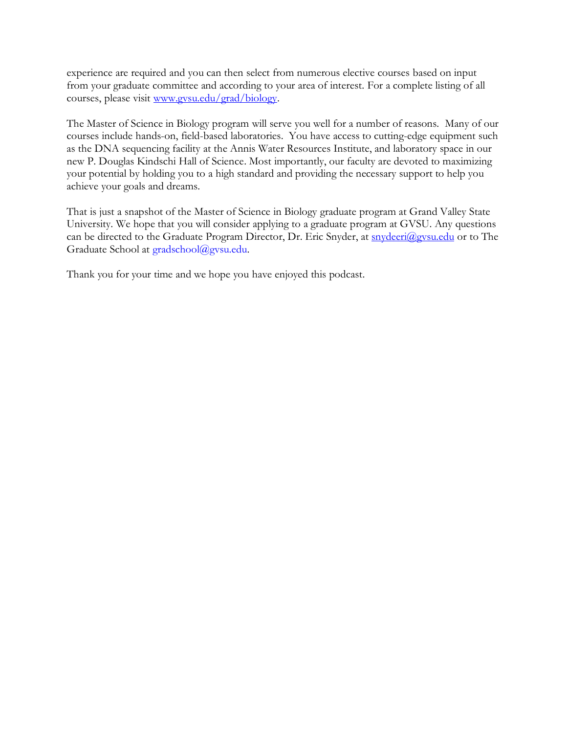experience are required and you can then select from numerous elective courses based on input from your graduate committee and according to your area of interest. For a complete listing of all courses, please visit [www.gvsu.edu/grad/biology](http://www.gvsu.edu/grad/biology).

The Master of Science in Biology program will serve you well for a number of reasons. Many of our courses include hands-on, field-based laboratories. You have access to cutting-edge equipment such as the DNA sequencing facility at the Annis Water Resources Institute, and laboratory space in our new P. Douglas Kindschi Hall of Science. Most importantly, our faculty are devoted to maximizing your potential by holding you to a high standard and providing the necessary support to help you achieve your goals and dreams.

That is just a snapshot of the Master of Science in Biology graduate program at Grand Valley State University. We hope that you will consider applying to a graduate program at GVSU. Any questions can be directed to the Graduate Program Director, Dr. Eric Snyder, at [snydeeri@gvsu.edu](mailto:snydeeri@gvsu.edu) or to The Graduate School at gradschool@gvsu.edu.

Thank you for your time and we hope you have enjoyed this podcast.